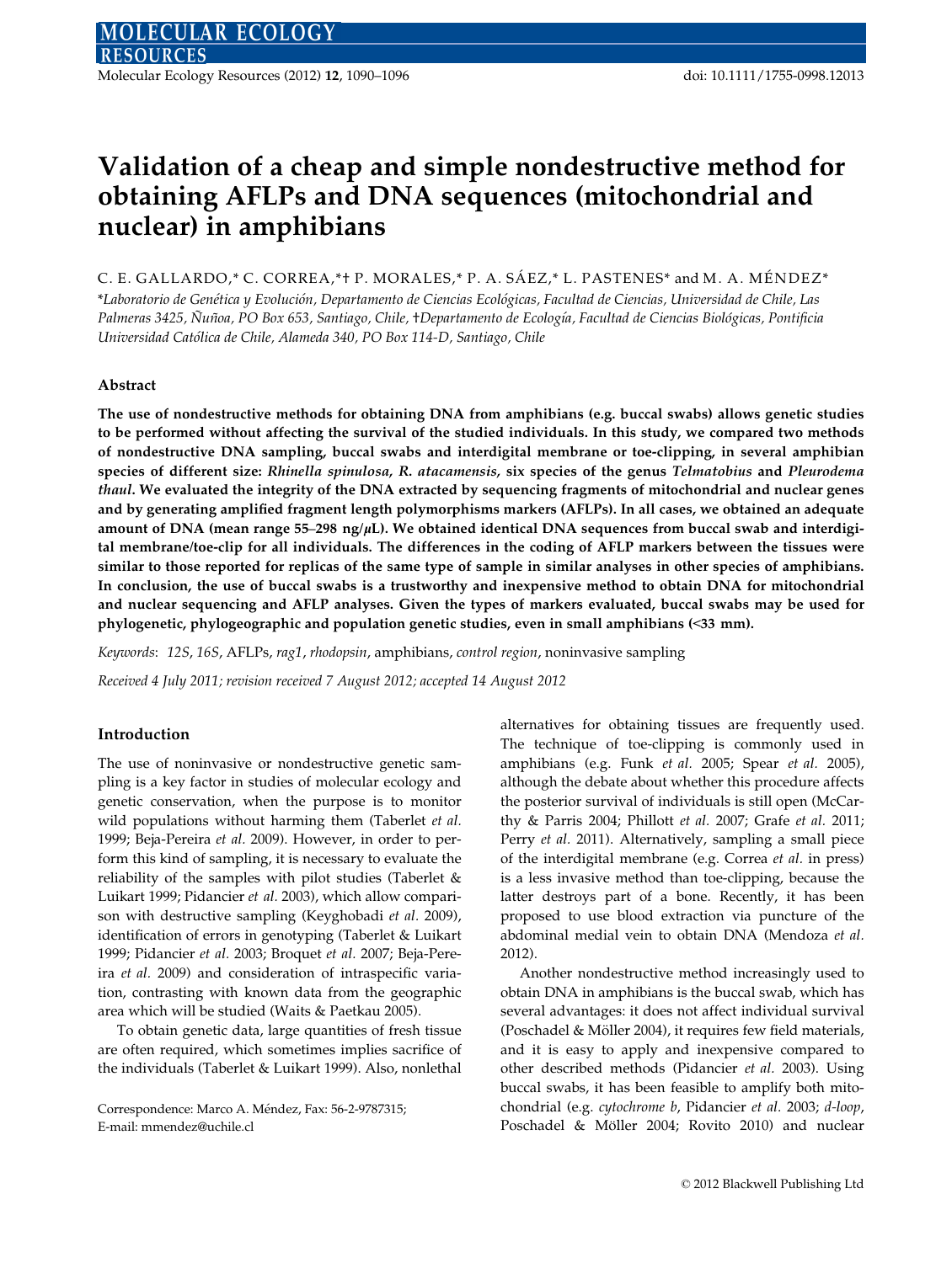# Validation of a cheap and simple nondestructive method for obtaining AFLPs and DNA sequences (mitochondrial and nuclear) in amphibians

C. E. GALLARDO,* C. CORREA,*† P. MORALES,* P. A. SÁEZ,* L. PASTENES* and M. A. MÉNDEZ*

*Laboratorio de Genética y Evolución, Departamento de Ciencias Ecológicas, Facultad de Ciencias, Universidad de Chile, Las Palmeras 3425, Ñuñoa, PO Box 653, Santiago, Chile, †Departamento de Ecología, Facultad de Ciencias Biológicas, Pontificia Universidad Católica de Chile, Alameda 340, PO Box 114-D, Santiago, Chile

## Abstract

**The use of nondestructive methods for obtaining DNA from amphibians (e.g. buccal swabs) allows genetic studies to be performed without affecting the survival of the studied individuals. In this study, we compared two methods of nondestructive DNA sampling, buccal swabs and interdigital membrane or toe-clipping, in several amphibian species of different size: *Rhinella spinulosa*, *R. atacamensis*, six species of the genus *Telmatobius* and *Pleurodema thaul*. We evaluated the integrity of the DNA extracted by sequencing fragments of mitochondrial and nuclear genes and by generating amplified fragment length polymorphisms markers (AFLPs). In all cases, we obtained an adequate amount of DNA (mean range 55–298 ng/μL). We obtained identical DNA sequences from buccal swab and interdigital membrane/toe-clip for all individuals. The differences in the coding of AFLP markers between the tissues were similar to those reported for replicas of the same type of sample in similar analyses in other species of amphibians. In conclusion, the use of buccal swabs is a trustworthy and inexpensive method to obtain DNA for mitochondrial and nuclear sequencing and AFLP analyses. Given the types of markers evaluated, buccal swabs may be used for phylogenetic, phylogeographic and population genetic studies, even in small amphibians (<33 mm).**

*Keywords*: *12S*, *16S*, AFLPs, *rag1*, *rhodopsin*, amphibians, *control region*, noninvasive sampling

*Received 4 July 2011; revision received 7 August 2012; accepted 14 August 2012*

## Introduction

The use of noninvasive or nondestructive genetic sampling is a key factor in studies of molecular ecology and genetic conservation, when the purpose is to monitor wild populations without harming them (Taberlet *et al.* 1999; Beja-Pereira *et al.* 2009). However, in order to perform this kind of sampling, it is necessary to evaluate the reliability of the samples with pilot studies (Taberlet & Luikart 1999; Pidancier *et al.* 2003), which allow comparison with destructive sampling (Keyghobadi *et al.* 2009), identification of errors in genotyping (Taberlet & Luikart 1999; Pidancier *et al.* 2003; Broquet *et al.* 2007; Beja-Pereira *et al.* 2009) and consideration of intraspecific variation, contrasting with known data from the geographic area which will be studied (Waits & Paetkau 2005).

To obtain genetic data, large quantities of fresh tissue are often required, which sometimes implies sacrifice of the individuals (Taberlet & Luikart 1999). Also, nonlethal alternatives for obtaining tissues are frequently used. The technique of toe-clipping is commonly used in amphibians (e.g. Funk *et al.* 2005; Spear *et al.* 2005), although the debate about whether this procedure affects the posterior survival of individuals is still open (McCarthy & Parris 2004; Phillott *et al.* 2007; Grafe *et al.* 2011; Perry *et al.* 2011). Alternatively, sampling a small piece of the interdigital membrane (e.g. Correa *et al.* in press) is a less invasive method than toe-clipping, because the latter destroys part of a bone. Recently, it has been proposed to use blood extraction via puncture of the abdominal medial vein to obtain DNA (Mendoza *et al.* 2012).

Another nondestructive method increasingly used to obtain DNA in amphibians is the buccal swab, which has several advantages: it does not affect individual survival (Poschadel & Möller 2004), it requires few field materials, and it is easy to apply and inexpensive compared to other described methods (Pidancier *et al.* 2003). Using buccal swabs, it has been feasible to amplify both mitochondrial (e.g. *cytochrome b*, Pidancier *et al.* 2003; *d-loop*, Poschadel & Möller 2004; Rovito 2010) and nuclear

Correspondence: Marco A. Méndez, Fax: 56-2-9787315; E-mail: mmendez@uchile.cl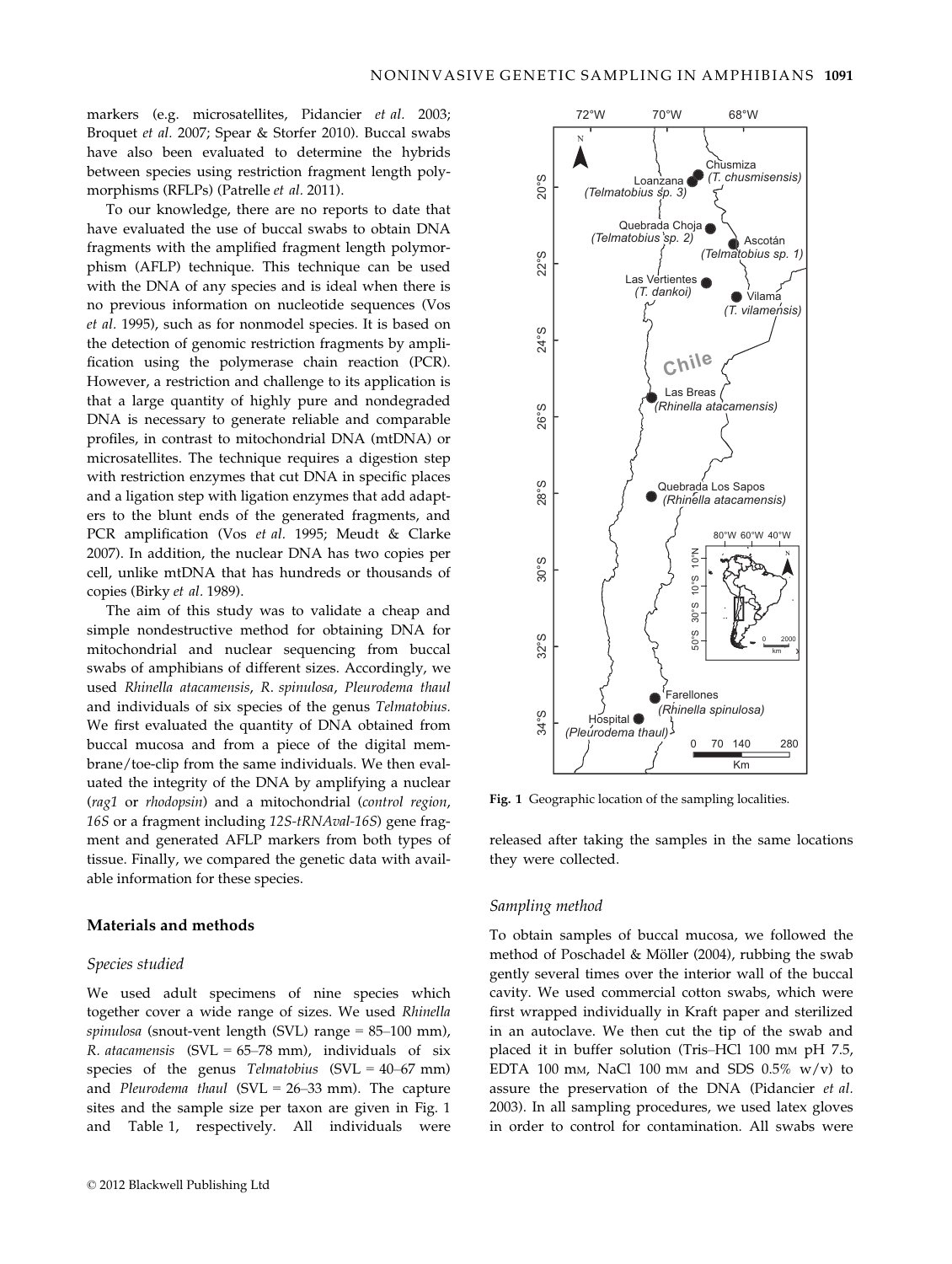markers (e.g. microsatellites, Pidancier *et al.* 2003; Broquet *et al.* 2007; Spear & Storfer 2010). Buccal swabs have also been evaluated to determine the hybrids between species using restriction fragment length polymorphisms (RFLPs) (Patrelle *et al.* 2011).

To our knowledge, there are no reports to date that have evaluated the use of buccal swabs to obtain DNA fragments with the amplified fragment length polymorphism (AFLP) technique. This technique can be used with the DNA of any species and is ideal when there is no previous information on nucleotide sequences (Vos *et al.* 1995), such as for nonmodel species. It is based on the detection of genomic restriction fragments by amplification using the polymerase chain reaction (PCR). However, a restriction and challenge to its application is that a large quantity of highly pure and nondegraded DNA is necessary to generate reliable and comparable profiles, in contrast to mitochondrial DNA (mtDNA) or microsatellites. The technique requires a digestion step with restriction enzymes that cut DNA in specific places and a ligation step with ligation enzymes that add adapters to the blunt ends of the generated fragments, and PCR amplification (Vos *et al.* 1995; Meudt & Clarke 2007). In addition, the nuclear DNA has two copies per cell, unlike mtDNA that has hundreds or thousands of copies (Birky *et al.* 1989).

The aim of this study was to validate a cheap and simple nondestructive method for obtaining DNA for mitochondrial and nuclear sequencing from buccal swabs of amphibians of different sizes. Accordingly, we used *Rhinella atacamensis*, *R. spinulosa*, *Pleurodema thaul* and individuals of six species of the genus *Telmatobius*. We first evaluated the quantity of DNA obtained from buccal mucosa and from a piece of the digital membrane/toe-clip from the same individuals. We then evaluated the integrity of the DNA by amplifying a nuclear (*rag1* or *rhodopsin*) and a mitochondrial (*control region*, *16S* or a fragment including *12S-tRNAval-16S*) gene fragment and generated AFLP markers from both types of tissue. Finally, we compared the genetic data with available information for these species.

## Materials and methods

### Species studied

We used adult specimens of nine species which together cover a wide range of sizes. We used *Rhinella spinulosa* (snout-vent length (SVL) range = 85–100 mm), *R. atacamensis* (SVL = 65–78 mm), individuals of six species of the genus *Telmatobius* (SVL = 40–67 mm) and *Pleurodema thaul* (SVL = 26–33 mm). The capture sites and the sample size per taxon are given in Fig. 1 and Table 1, respectively. All individuals were released after taking the samples in the same locations they were collected.

Fig. 1 Geographic location of the sampling localities.

### Sampling method

To obtain samples of buccal mucosa, we followed the method of Poschadel & Möller (2004), rubbing the swab gently several times over the interior wall of the buccal cavity. We used commercial cotton swabs, which were first wrapped individually in Kraft paper and sterilized in an autoclave. We then cut the tip of the swab and placed it in buffer solution (Tris–HCl 100 mM pH 7.5, EDTA 100 mM, NaCl 100 mM and SDS 0.5% w/v) to assure the preservation of the DNA (Pidancier *et al.* 2003). In all sampling procedures, we used latex gloves in order to control for contamination. All swabs were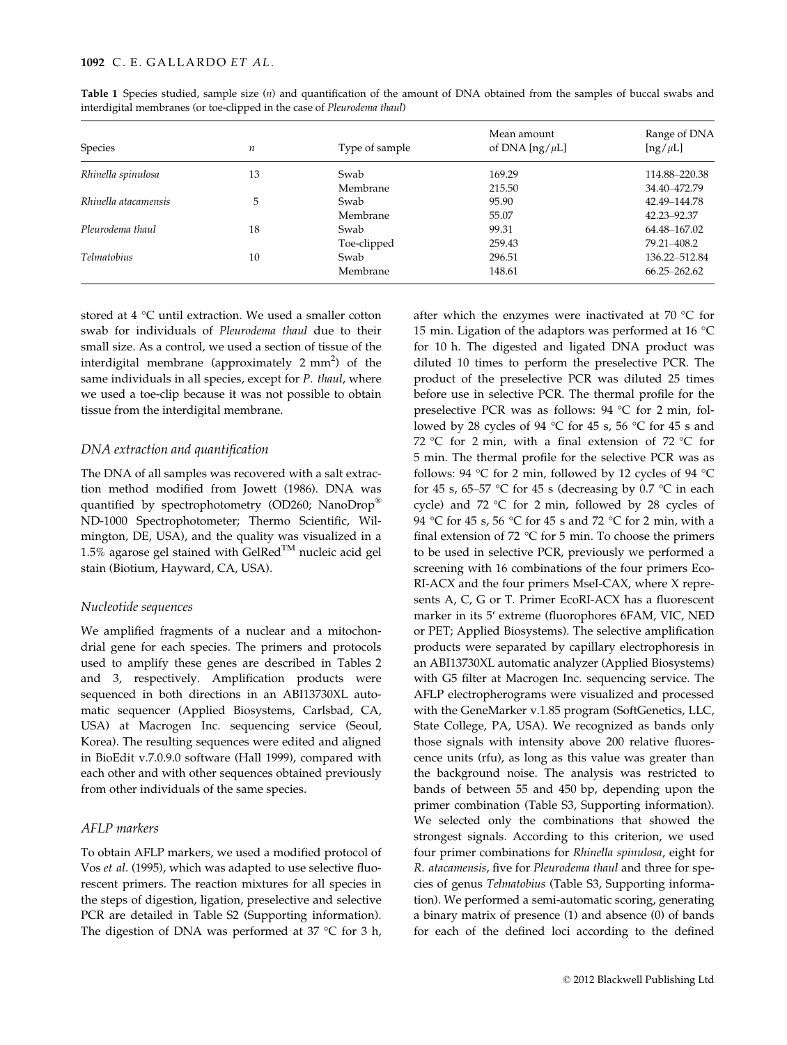**Table 1** Species studied, sample size (*n*) and quantification of the amount of DNA obtained from the samples of buccal swabs and interdigital membranes (or toe-clipped in the case of *Pleurodema thaul*)

| Species | $n$ | Type of sample | Mean amount of DNA [ng/$\mu$L] | Range of DNA [ng/$\mu$L] |
|---|---|---|---|---|
| *Rhinella spinulosa* | 13 | Swab | 169.29 | 114.88–220.38 |
| | | Membrane | 215.50 | 34.40–472.79 |
| *Rhinella atacamensis* | 5 | Swab | 95.90 | 42.49–144.78 |
| | | Membrane | 55.07 | 42.23–92.37 |
| *Pleurodema thaul* | 18 | Swab | 99.31 | 64.48–167.02 |
| | | Toe-clipped | 259.43 | 79.21–408.2 |
| *Telmatobius* | 10 | Swab | 296.51 | 136.22–512.84 |
| | | Membrane | 148.61 | 66.25–262.62 |

stored at 4 °C until extraction. We used a smaller cotton swab for individuals of *Pleurodema thaul* due to their small size. As a control, we used a section of tissue of the interdigital membrane (approximately 2 mm$^2$) of the same individuals in all species, except for *P. thaul*, where we used a toe-clip because it was not possible to obtain tissue from the interdigital membrane.

### *DNA extraction and quantification*

The DNA of all samples was recovered with a salt extraction method modified from Jowett (1986). DNA was quantified by spectrophotometry (OD260; NanoDrop® ND-1000 Spectrophotometer; Thermo Scientific, Wilmington, DE, USA), and the quality was visualized in a 1.5% agarose gel stained with GelRed™ nucleic acid gel stain (Biotium, Hayward, CA, USA).

### *Nucleotide sequences*

We amplified fragments of a nuclear and a mitochondrial gene for each species. The primers and protocols used to amplify these genes are described in Tables 2 and 3, respectively. Amplification products were sequenced in both directions in an ABI13730XL automatic sequencer (Applied Biosystems, Carlsbad, CA, USA) at Macrogen Inc. sequencing service (Seoul, Korea). The resulting sequences were edited and aligned in BioEdit v.7.0.9.0 software (Hall 1999), compared with each other and with other sequences obtained previously from other individuals of the same species.

### *AFLP markers*

To obtain AFLP markers, we used a modified protocol of Vos *et al*. (1995), which was adapted to use selective fluorescent primers. The reaction mixtures for all species in the steps of digestion, ligation, preselective and selective PCR are detailed in Table S2 (Supporting information). The digestion of DNA was performed at 37 °C for 3 h, after which the enzymes were inactivated at 70 °C for 15 min. Ligation of the adaptors was performed at 16 °C for 10 h. The digested and ligated DNA product was diluted 10 times to perform the preselective PCR. The product of the preselective PCR was diluted 25 times before use in selective PCR. The thermal profile for the preselective PCR was as follows: 94 °C for 2 min, followed by 28 cycles of 94 °C for 45 s, 56 °C for 45 s and 72 °C for 2 min, with a final extension of 72 °C for 5 min. The thermal profile for the selective PCR was as follows: 94 °C for 2 min, followed by 12 cycles of 94 °C for 45 s, 65–57 °C for 45 s (decreasing by 0.7 °C in each cycle) and 72 °C for 2 min, followed by 28 cycles of 94 °C for 45 s, 56 °C for 45 s and 72 °C for 2 min, with a final extension of 72 °C for 5 min. To choose the primers to be used in selective PCR, previously we performed a screening with 16 combinations of the four primers EcoRI-ACX and the four primers MseI-CAX, where X represents A, C, G or T. Primer EcoRI-ACX has a fluorescent marker in its 5′ extreme (fluorophores 6FAM, VIC, NED or PET; Applied Biosystems). The selective amplification products were separated by capillary electrophoresis in an ABI13730XL automatic analyzer (Applied Biosystems) with G5 filter at Macrogen Inc. sequencing service. The AFLP electropherograms were visualized and processed with the GeneMarker v.1.85 program (SoftGenetics, LLC, State College, PA, USA). We recognized as bands only those signals with intensity above 200 relative fluorescence units (rfu), as long as this value was greater than the background noise. The analysis was restricted to bands of between 55 and 450 bp, depending upon the primer combination (Table S3, Supporting information). We selected only the combinations that showed the strongest signals. According to this criterion, we used four primer combinations for *Rhinella spinulosa*, eight for *R. atacamensis*, five for *Pleurodema thaul* and three for species of genus *Telmatobius* (Table S3, Supporting information). We performed a semi-automatic scoring, generating a binary matrix of presence (1) and absence (0) of bands for each of the defined loci according to the defined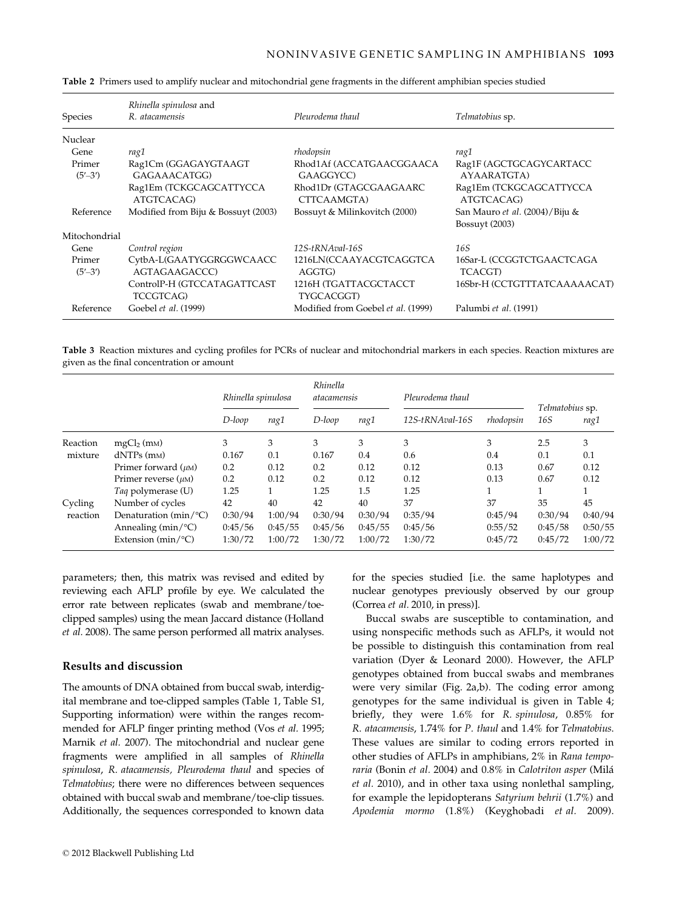**Table 2** Primers used to amplify nuclear and mitochondrial gene fragments in the different amphibian species studied

| Species | *Rhinella spinulosa* and *R. atacamensis* | *Pleurodema thaul* | *Telmatobius* sp. |
|---|---|---|---|
| Nuclear | | | |
| Gene | *rag1* | *rhodopsin* | *rag1* |
| Primer (5′–3′) | Rag1Cm (GGAGAYGTAAGT GAGAAACATGG) | Rhod1Af (ACCATGAACGGAACA GAAGGYCC) | Rag1F (AGCTGCAGYCARTACC AYAARATGTA) |
| | Rag1Em (TCKGCAGCATTYCCA ATGTCACAG) | Rhod1Dr (GTAGCGAAGAARC CTTCAAMGTA) | Rag1Em (TCKGCAGCATTYCCA ATGTCACAG) |
| Reference | Modified from Biju & Bossuyt (2003) | Bossuyt & Milinkovitch (2000) | San Mauro *et al.* (2004)/Biju & Bossuyt (2003) |
| Mitochondrial | | | |
| Gene | *Control region* | *12S-tRNAval-16S* | *16S* |
| Primer (5′–3′) | CytbA-L(GAATYGGRGGWCAACC AGTAGAAGACCC) | 1216LN(CCAAYACGTCAGGTCA AGGTG) | 16Sar-L (CCGGTCTGAACTCAGA TCACGT) |
| | ControlP-H (GTCCATAGATTCAST TCCGTCAG) | 1216H (TGATTACGCTACCT TYGCACGGT) | 16Sbr-H (CCTGTTTATCAAAAACAT) |
| Reference | Goebel *et al.* (1999) | Modified from Goebel *et al.* (1999) | Palumbi *et al.* (1991) |

**Table 3** Reaction mixtures and cycling profiles for PCRs of nuclear and mitochondrial markers in each species. Reaction mixtures are given as the final concentration or amount

| | | *Rhinella spinulosa* | | *Rhinella atacamensis* | | *Pleurodema thaul* | | *Telmatobius* sp. | |
|---|---|---|---|---|---|---|---|---|---|
| | | *D-loop* | *rag1* | *D-loop* | *rag1* | *12S-tRNAval-16S* | *rhodopsin* | *16S* | *rag1* |
| Reaction mixture | $mgCl_2$ (mM) | 3 | 3 | 3 | 3 | 3 | 3 | 2.5 | 3 |
| | dNTPs (mM) | 0.167 | 0.1 | 0.167 | 0.4 | 0.6 | 0.4 | 0.1 | 0.1 |
| | Primer forward ($\mu$M) | 0.2 | 0.12 | 0.2 | 0.12 | 0.12 | 0.13 | 0.67 | 0.12 |
| | Primer reverse ($\mu$M) | 0.2 | 0.12 | 0.2 | 0.12 | 0.12 | 0.13 | 0.67 | 0.12 |
| | *Taq* polymerase (U) | 1.25 | 1 | 1.25 | 1.5 | 1.25 | 1 | 1 | 1 |
| Cycling reaction | Number of cycles | 42 | 40 | 42 | 40 | 37 | 37 | 35 | 45 |
| | Denaturation (min/°C) | 0:30/94 | 1:00/94 | 0:30/94 | 0:30/94 | 0:35/94 | 0:45/94 | 0:30/94 | 0:40/94 |
| | Annealing (min/°C) | 0:45/56 | 0:45/55 | 0:45/56 | 0:45/55 | 0:45/56 | 0:55/52 | 0:45/58 | 0:50/55 |
| | Extension (min/°C) | 1:30/72 | 1:00/72 | 1:30/72 | 1:00/72 | 1:30/72 | 0:45/72 | 0:45/72 | 1:00/72 |

parameters; then, this matrix was revised and edited by reviewing each AFLP profile by eye. We calculated the error rate between replicates (swab and membrane/toe-clipped samples) using the mean Jaccard distance (Holland *et al.* 2008). The same person performed all matrix analyses.

## Results and discussion

The amounts of DNA obtained from buccal swab, interdigital membrane and toe-clipped samples (Table 1, Table S1, Supporting information) were within the ranges recommended for AFLP finger printing method (Vos *et al.* 1995; Marnik *et al.* 2007). The mitochondrial and nuclear gene fragments were amplified in all samples of *Rhinella spinulosa*, *R. atacamensis*, *Pleurodema thaul* and species of *Telmatobius*; there were no differences between sequences obtained with buccal swab and membrane/toe-clip tissues. Additionally, the sequences corresponded to known data for the species studied [i.e. the same haplotypes and nuclear genotypes previously observed by our group (Correa *et al.* 2010, in press)].

Buccal swabs are susceptible to contamination, and using nonspecific methods such as AFLPs, it would not be possible to distinguish this contamination from real variation (Dyer & Leonard 2000). However, the AFLP genotypes obtained from buccal swabs and membranes were very similar (Fig. 2a,b). The coding error among genotypes for the same individual is given in Table 4; briefly, they were 1.6% for *R. spinulosa*, 0.85% for *R. atacamensis*, 1.74% for *P. thaul* and 1.4% for *Telmatobius*. These values are similar to coding errors reported in other studies of AFLPs in amphibians, 2% in *Rana temporaria* (Bonin *et al.* 2004) and 0.8% in *Calotriton asper* (Milá *et al.* 2010), and in other taxa using nonlethal sampling, for example the lepidopterans *Satyrium behrii* (1.7%) and *Apodemia mormo* (1.8%) (Keyghobadi *et al.* 2009).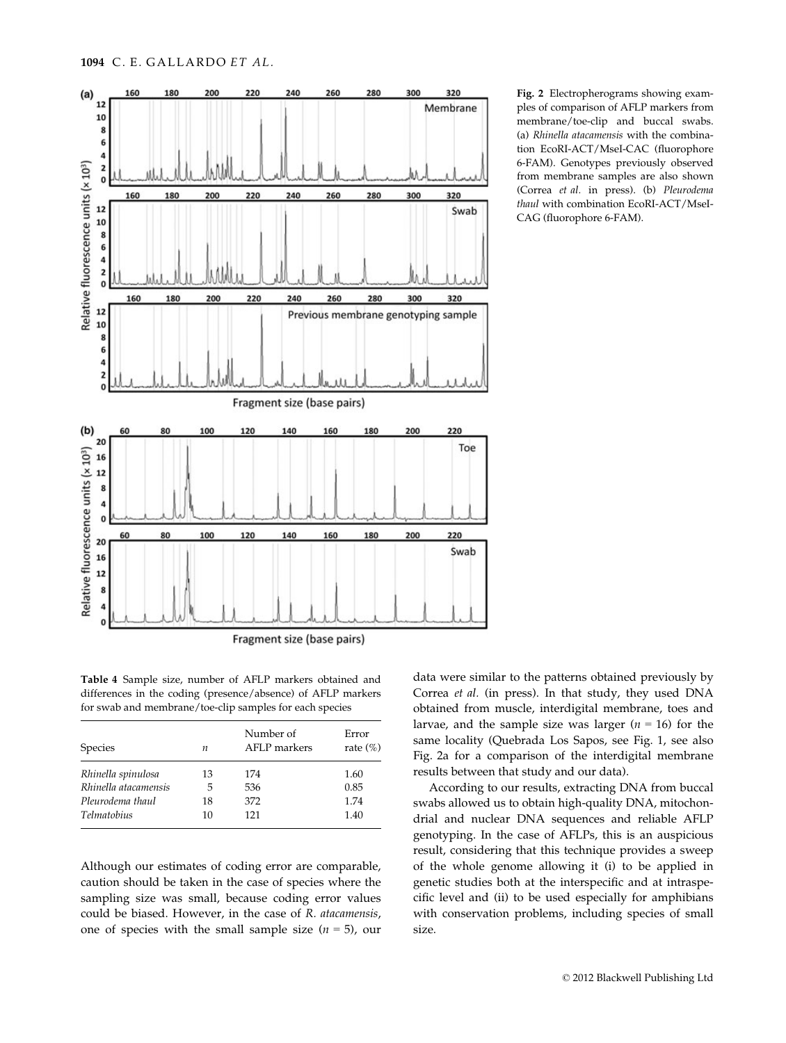Fig. 2 Electropherograms showing examples of comparison of AFLP markers from membrane/toe-clip and buccal swabs. (a) *Rhinella atacamensis* with the combination EcoRI-ACT/MseI-CAC (fluorophore 6-FAM). Genotypes previously observed from membrane samples are also shown (Correa *et al.* in press). (b) *Pleurodema thaul* with combination EcoRI-ACT/MseI-CAG (fluorophore 6-FAM).

**Table 4** Sample size, number of AFLP markers obtained and differences in the coding (presence/absence) of AFLP markers for swab and membrane/toe-clip samples for each species

| Species | $n$ | Number of AFLP markers | Error rate (%) |
|---|---|---|---|
| *Rhinella spinulosa* | 13 | 174 | 1.60 |
| *Rhinella atacamensis* | 5 | 536 | 0.85 |
| *Pleurodema thaul* | 18 | 372 | 1.74 |
| *Telmatobius* | 10 | 121 | 1.40 |

Although our estimates of coding error are comparable, caution should be taken in the case of species where the sampling size was small, because coding error values could be biased. However, in the case of *R. atacamensis*, one of species with the small sample size ($n = 5$), our data were similar to the patterns obtained previously by Correa *et al.* (in press). In that study, they used DNA obtained from muscle, interdigital membrane, toes and larvae, and the sample size was larger ($n = 16$) for the same locality (Quebrada Los Sapos, see Fig. 1, see also Fig. 2a for a comparison of the interdigital membrane results between that study and our data).

According to our results, extracting DNA from buccal swabs allowed us to obtain high-quality DNA, mitochondrial and nuclear DNA sequences and reliable AFLP genotyping. In the case of AFLPs, this is an auspicious result, considering that this technique provides a sweep of the whole genome allowing it (i) to be applied in genetic studies both at the interspecific and at intraspecific level and (ii) to be used especially for amphibians with conservation problems, including species of small size.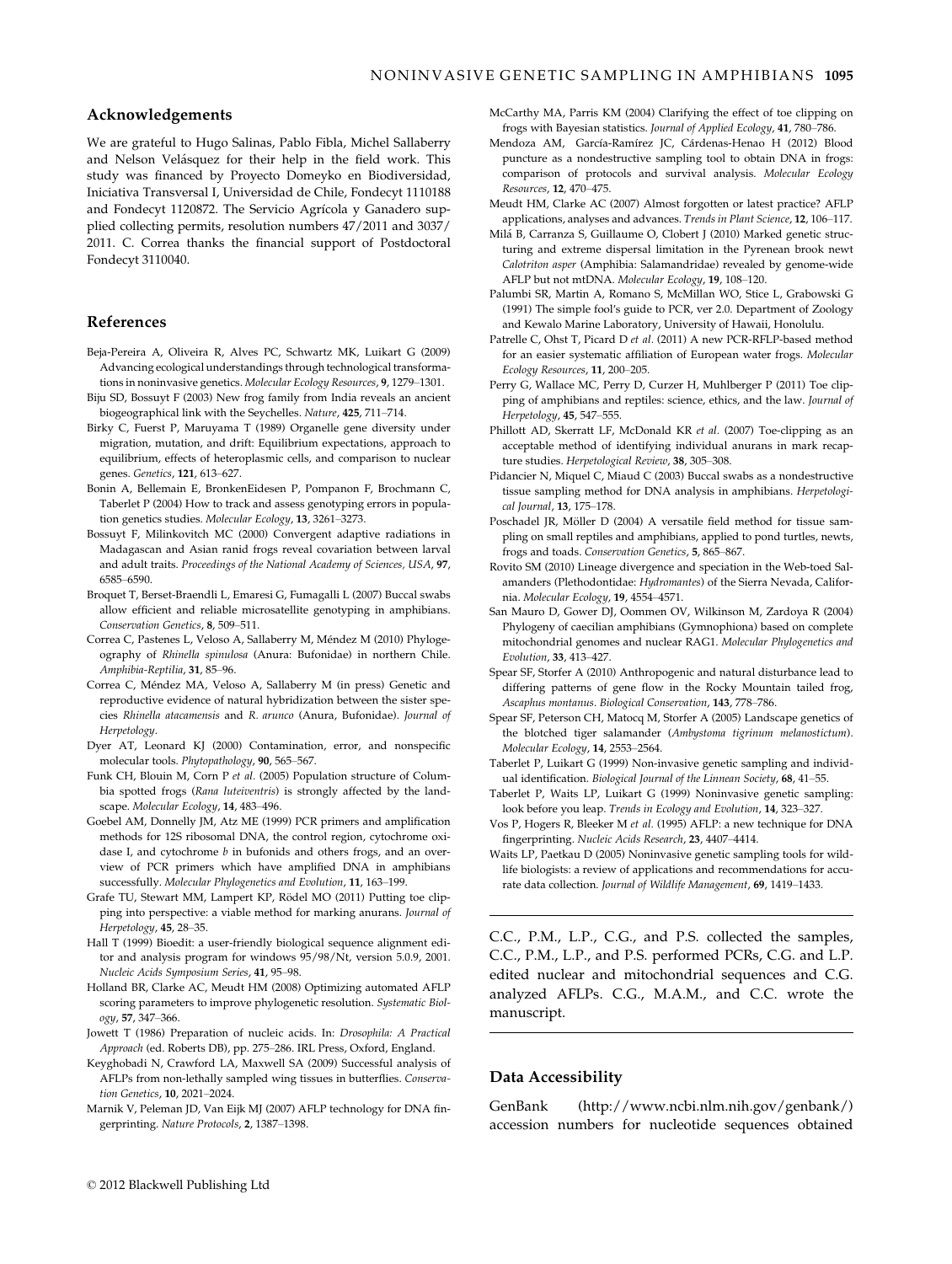## Acknowledgements

We are grateful to Hugo Salinas, Pablo Fibla, Michel Sallaberry and Nelson Velásquez for their help in the field work. This study was financed by Proyecto Domeyko en Biodiversidad, Iniciativa Transversal I, Universidad de Chile, Fondecyt 1110188 and Fondecyt 1120872. The Servicio Agrícola y Ganadero supplied collecting permits, resolution numbers 47/2011 and 3037/2011. C. Correa thanks the financial support of Postdoctoral Fondecyt 3110040.

## References

Beja-Pereira A, Oliveira R, Alves PC, Schwartz MK, Luikart G (2009) Advancing ecological understandings through technological transformations in noninvasive genetics. *Molecular Ecology Resources*, **9**, 1279–1301.

Biju SD, Bossuyt F (2003) New frog family from India reveals an ancient biogeographical link with the Seychelles. *Nature*, **425**, 711–714.

Birky C, Fuerst P, Maruyama T (1989) Organelle gene diversity under migration, mutation, and drift: Equilibrium expectations, approach to equilibrium, effects of heteroplasmic cells, and comparison to nuclear genes. *Genetics*, **121**, 613–627.

Bonin A, Bellemain E, BronkenEidesen P, Pompanon F, Brochmann C, Taberlet P (2004) How to track and assess genotyping errors in population genetics studies. *Molecular Ecology*, **13**, 3261–3273.

Bossuyt F, Milinkovitch MC (2000) Convergent adaptive radiations in Madagascan and Asian ranid frogs reveal covariation between larval and adult traits. *Proceedings of the National Academy of Sciences, USA*, **97**, 6585–6590.

Broquet T, Berset-Braendli L, Emaresi G, Fumagalli L (2007) Buccal swabs allow efficient and reliable microsatellite genotyping in amphibians. *Conservation Genetics*, **8**, 509–511.

Correa C, Pastenes L, Veloso A, Sallaberry M, Méndez M (2010) Phylogeography of *Rhinella spinulosa* (Anura: Bufonidae) in northern Chile. *Amphibia-Reptilia*, **31**, 85–96.

Correa C, Méndez MA, Veloso A, Sallaberry M (in press) Genetic and reproductive evidence of natural hybridization between the sister species *Rhinella atacamensis* and *R. arunco* (Anura, Bufonidae). *Journal of Herpetology*.

Dyer AT, Leonard KJ (2000) Contamination, error, and nonspecific molecular tools. *Phytopathology*, **90**, 565–567.

Funk CH, Blouin M, Corn P *et al*. (2005) Population structure of Columbia spotted frogs (*Rana luteiventris*) is strongly affected by the landscape. *Molecular Ecology*, **14**, 483–496.

Goebel AM, Donnelly JM, Atz ME (1999) PCR primers and amplification methods for 12S ribosomal DNA, the control region, cytochrome oxidase I, and cytochrome *b* in bufonids and others frogs, and an overview of PCR primers which have amplified DNA in amphibians successfully. *Molecular Phylogenetics and Evolution*, **11**, 163–199.

Grafe TU, Stewart MM, Lampert KP, Rödel MO (2011) Putting toe clipping into perspective: a viable method for marking anurans. *Journal of Herpetology*, **45**, 28–35.

Hall T (1999) Bioedit: a user-friendly biological sequence alignment editor and analysis program for windows 95/98/Nt, version 5.0.9, 2001. *Nucleic Acids Symposium Series*, **41**, 95–98.

Holland BR, Clarke AC, Meudt HM (2008) Optimizing automated AFLP scoring parameters to improve phylogenetic resolution. *Systematic Biology*, **57**, 347–366.

Jowett T (1986) Preparation of nucleic acids. In: *Drosophila: A Practical Approach* (ed. Roberts DB), pp. 275–286. IRL Press, Oxford, England.

Keyghobadi N, Crawford LA, Maxwell SA (2009) Successful analysis of AFLPs from non-lethally sampled wing tissues in butterflies. *Conservation Genetics*, **10**, 2021–2024.

Marnik V, Peleman JD, Van Eijk MJ (2007) AFLP technology for DNA fingerprinting. *Nature Protocols*, **2**, 1387–1398.

McCarthy MA, Parris KM (2004) Clarifying the effect of toe clipping on frogs with Bayesian statistics. *Journal of Applied Ecology*, **41**, 780–786.

Mendoza AM, García-Ramírez JC, Cárdenas-Henao H (2012) Blood puncture as a nondestructive sampling tool to obtain DNA in frogs: comparison of protocols and survival analysis. *Molecular Ecology Resources*, **12**, 470–475.

Meudt HM, Clarke AC (2007) Almost forgotten or latest practice? AFLP applications, analyses and advances. *Trends in Plant Science*, **12**, 106–117.

Milá B, Carranza S, Guillaume O, Clobert J (2010) Marked genetic structuring and extreme dispersal limitation in the Pyrenean brook newt *Calotriton asper* (Amphibia: Salamandridae) revealed by genome-wide AFLP but not mtDNA. *Molecular Ecology*, **19**, 108–120.

Palumbi SR, Martin A, Romano S, McMillan WO, Stice L, Grabowski G (1991) The simple fool's guide to PCR, ver 2.0. Department of Zoology and Kewalo Marine Laboratory, University of Hawaii, Honolulu.

Patrelle C, Ohst T, Picard D *et al*. (2011) A new PCR-RFLP-based method for an easier systematic affiliation of European water frogs. *Molecular Ecology Resources*, **11**, 200–205.

Perry G, Wallace MC, Perry D, Curzer H, Muhlberger P (2011) Toe clipping of amphibians and reptiles: science, ethics, and the law. *Journal of Herpetology*, **45**, 547–555.

Phillott AD, Skerratt LF, McDonald KR *et al*. (2007) Toe-clipping as an acceptable method of identifying individual anurans in mark recapture studies. *Herpetological Review*, **38**, 305–308.

Pidancier N, Miquel C, Miaud C (2003) Buccal swabs as a nondestructive tissue sampling method for DNA analysis in amphibians. *Herpetological Journal*, **13**, 175–178.

Poschadel JR, Möller D (2004) A versatile field method for tissue sampling on small reptiles and amphibians, applied to pond turtles, newts, frogs and toads. *Conservation Genetics*, **5**, 865–867.

Rovito SM (2010) Lineage divergence and speciation in the Web-toed Salamanders (Plethodontidae: *Hydromantes*) of the Sierra Nevada, California. *Molecular Ecology*, **19**, 4554–4571.

San Mauro D, Gower DJ, Oommen OV, Wilkinson M, Zardoya R (2004) Phylogeny of caecilian amphibians (Gymnophiona) based on complete mitochondrial genomes and nuclear RAG1. *Molecular Phylogenetics and Evolution*, **33**, 413–427.

Spear SF, Storfer A (2010) Anthropogenic and natural disturbance lead to differing patterns of gene flow in the Rocky Mountain tailed frog, *Ascaphus montanus*. *Biological Conservation*, **143**, 778–786.

Spear SF, Peterson CH, Matocq M, Storfer A (2005) Landscape genetics of the blotched tiger salamander (*Ambystoma tigrinum melanostictum*). *Molecular Ecology*, **14**, 2553–2564.

Taberlet P, Luikart G (1999) Non-invasive genetic sampling and individual identification. *Biological Journal of the Linnean Society*, **68**, 41–55.

Taberlet P, Waits LP, Luikart G (1999) Noninvasive genetic sampling: look before you leap. *Trends in Ecology and Evolution*, **14**, 323–327.

Vos P, Hogers R, Bleeker M *et al*. (1995) AFLP: a new technique for DNA fingerprinting. *Nucleic Acids Research*, **23**, 4407–4414.

Waits LP, Paetkau D (2005) Noninvasive genetic sampling tools for wildlife biologists: a review of applications and recommendations for accurate data collection. *Journal of Wildlife Management*, **69**, 1419–1433.

---

C.C., P.M., L.P., C.G., and P.S. collected the samples, C.C., P.M., L.P., and P.S. performed PCRs, C.G. and L.P. edited nuclear and mitochondrial sequences and C.G. analyzed AFLPs. C.G., M.A.M., and C.C. wrote the manuscript.

---

## Data Accessibility

GenBank (http://www.ncbi.nlm.nih.gov/genbank/) accession numbers for nucleotide sequences obtained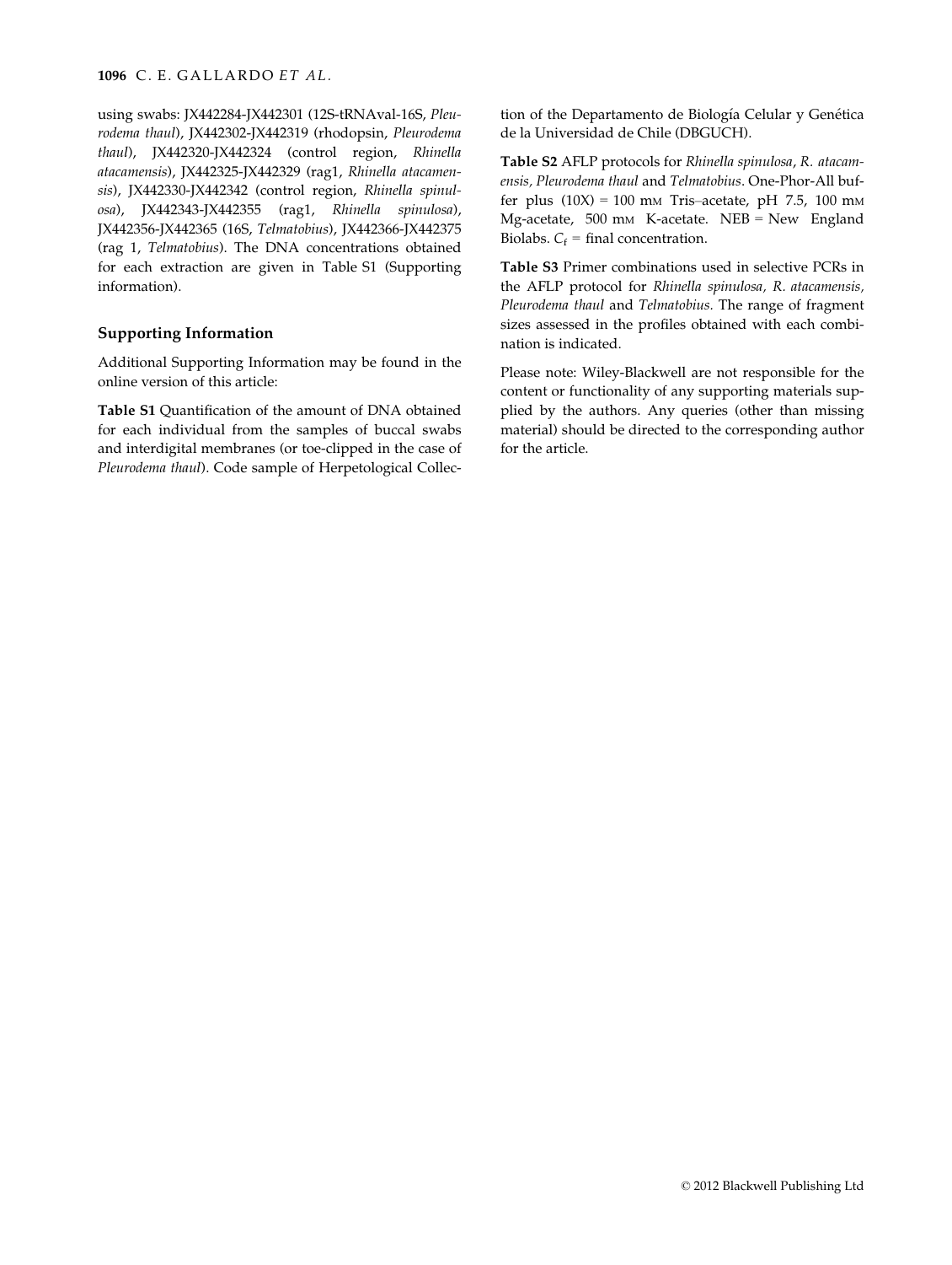using swabs: JX442284-JX442301 (12S-tRNAval-16S, *Pleurodema thaul*), JX442302-JX442319 (rhodopsin, *Pleurodema thaul*), JX442320-JX442324 (control region, *Rhinella atacamensis*), JX442325-JX442329 (rag1, *Rhinella atacamensis*), JX442330-JX442342 (control region, *Rhinella spinulosa*), JX442343-JX442355 (rag1, *Rhinella spinulosa*), JX442356-JX442365 (16S, *Telmatobius*), JX442366-JX442375 (rag 1, *Telmatobius*). The DNA concentrations obtained for each extraction are given in Table S1 (Supporting information).

## Supporting Information

Additional Supporting Information may be found in the online version of this article:

**Table S1** Quantification of the amount of DNA obtained for each individual from the samples of buccal swabs and interdigital membranes (or toe-clipped in the case of *Pleurodema thaul*). Code sample of Herpetological Collection of the Departamento de Biología Celular y Genética de la Universidad de Chile (DBGUCH).

**Table S2** AFLP protocols for *Rhinella spinulosa*, *R. atacamensis, Pleurodema thaul* and *Telmatobius*. One-Phor-All buffer plus (10X) = 100 mM Tris–acetate, pH 7.5, 100 mM Mg-acetate, 500 mM K-acetate. NEB = New England Biolabs. $C_f$ = final concentration.

**Table S3** Primer combinations used in selective PCRs in the AFLP protocol for *Rhinella spinulosa, R. atacamensis, Pleurodema thaul* and *Telmatobius.* The range of fragment sizes assessed in the profiles obtained with each combination is indicated.

Please note: Wiley-Blackwell are not responsible for the content or functionality of any supporting materials supplied by the authors. Any queries (other than missing material) should be directed to the corresponding author for the article.